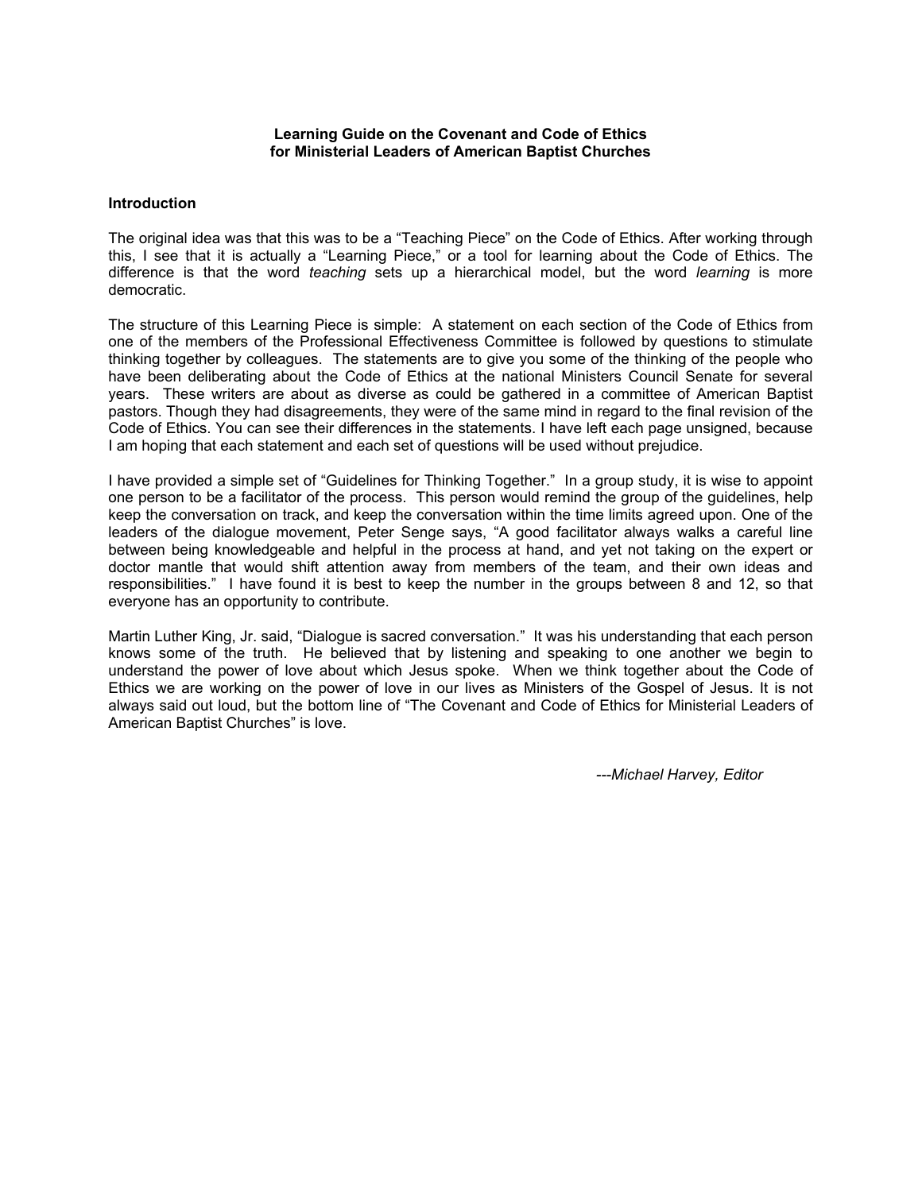# Learning Guide on the Covenant and Code of Ethics for Ministerial Leaders of American Baptist Churches

## Introduction

The original idea was that this was to be a "Teaching Piece" on the Code of Ethics. After working through this, I see that it is actually a "Learning Piece," or a tool for learning about the Code of Ethics. The difference is that the word *teaching* sets up a hierarchical model, but the word *learning* is more democratic.

The structure of this Learning Piece is simple: A statement on each section of the Code of Ethics from one of the members of the Professional Effectiveness Committee is followed by questions to stimulate thinking together by colleagues. The statements are to give you some of the thinking of the people who have been deliberating about the Code of Ethics at the national Ministers Council Senate for several years. These writers are about as diverse as could be gathered in a committee of American Baptist pastors. Though they had disagreements, they were of the same mind in regard to the final revision of the Code of Ethics. You can see their differences in the statements. I have left each page unsigned, because I am hoping that each statement and each set of questions will be used without prejudice.

I have provided a simple set of "Guidelines for Thinking Together." In a group study, it is wise to appoint one person to be a facilitator of the process. This person would remind the group of the guidelines, help keep the conversation on track, and keep the conversation within the time limits agreed upon. One of the leaders of the dialogue movement, Peter Senge says, "A good facilitator always walks a careful line between being knowledgeable and helpful in the process at hand, and yet not taking on the expert or doctor mantle that would shift attention away from members of the team, and their own ideas and responsibilities." I have found it is best to keep the number in the groups between 8 and 12, so that everyone has an opportunity to contribute.

Martin Luther King, Jr. said, "Dialogue is sacred conversation." It was his understanding that each person knows some of the truth. He believed that by listening and speaking to one another we begin to understand the power of love about which Jesus spoke. When we think together about the Code of Ethics we are working on the power of love in our lives as Ministers of the Gospel of Jesus. It is not always said out loud, but the bottom line of "The Covenant and Code of Ethics for Ministerial Leaders of American Baptist Churches" is love.

*---Michael Harvey, Editor*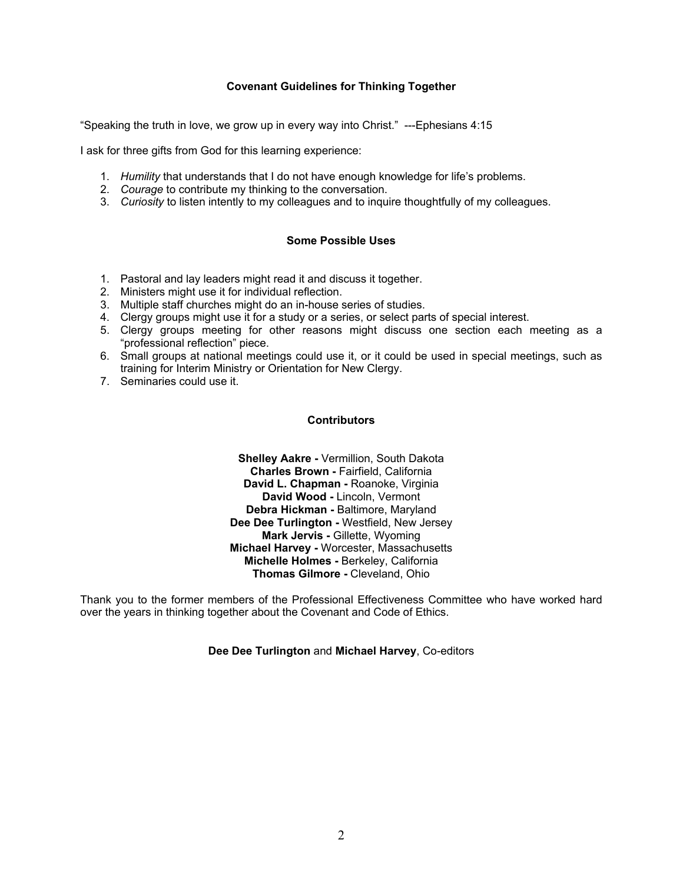### Covenant Guidelines for Thinking Together

"Speaking the truth in love, we grow up in every way into Christ." ---Ephesians 4:15

I ask for three gifts from God for this learning experience:

1. *Humility* that understands that I do not have enough knowledge for life's problems.
2. *Courage* to contribute my thinking to the conversation.
3. *Curiosity* to listen intently to my colleagues and to inquire thoughtfully of my colleagues.

### Some Possible Uses

1. Pastoral and lay leaders might read it and discuss it together.
2. Ministers might use it for individual reflection.
3. Multiple staff churches might do an in-house series of studies.
4. Clergy groups might use it for a study or a series, or select parts of special interest.
5. Clergy groups meeting for other reasons might discuss one section each meeting as a "professional reflection" piece.
6. Small groups at national meetings could use it, or it could be used in special meetings, such as training for Interim Ministry or Orientation for New Clergy.
7. Seminaries could use it.

### Contributors

**Shelley Aakre -** Vermillion, South Dakota
**Charles Brown -** Fairfield, California
**David L. Chapman -** Roanoke, Virginia
**David Wood -** Lincoln, Vermont
**Debra Hickman -** Baltimore, Maryland
**Dee Dee Turlington -** Westfield, New Jersey
**Mark Jervis -** Gillette, Wyoming
**Michael Harvey -** Worcester, Massachusetts
**Michelle Holmes -** Berkeley, California
**Thomas Gilmore -** Cleveland, Ohio

Thank you to the former members of the Professional Effectiveness Committee who have worked hard over the years in thinking together about the Covenant and Code of Ethics.

**Dee Dee Turlington** and **Michael Harvey**, Co-editors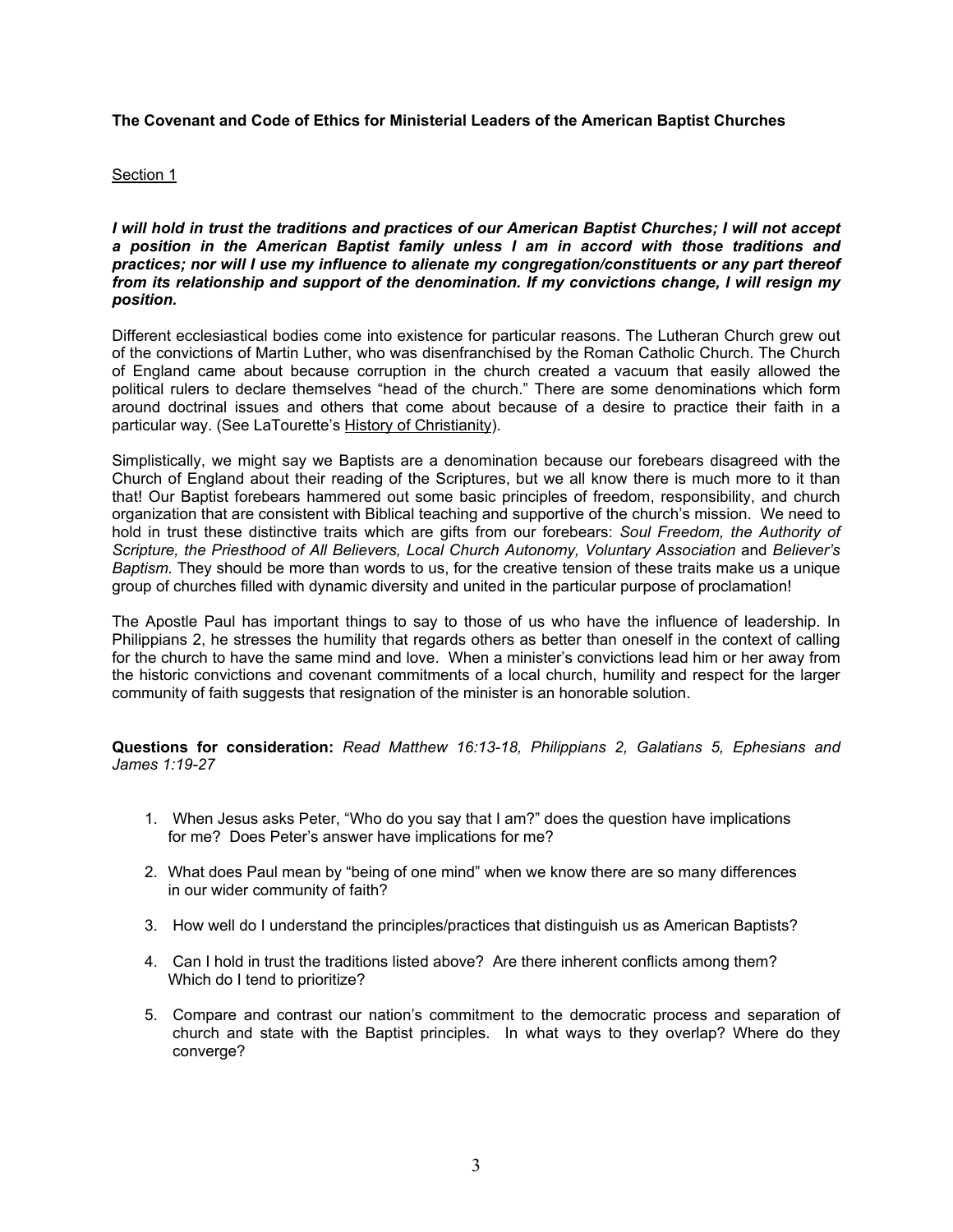**The Covenant and Code of Ethics for Ministerial Leaders of the American Baptist Churches**

Section 1

***I will hold in trust the traditions and practices of our American Baptist Churches; I will not accept a position in the American Baptist family unless I am in accord with those traditions and practices; nor will I use my influence to alienate my congregation/constituents or any part thereof from its relationship and support of the denomination. If my convictions change, I will resign my position.***

Different ecclesiastical bodies come into existence for particular reasons. The Lutheran Church grew out of the convictions of Martin Luther, who was disenfranchised by the Roman Catholic Church. The Church of England came about because corruption in the church created a vacuum that easily allowed the political rulers to declare themselves "head of the church." There are some denominations which form around doctrinal issues and others that come about because of a desire to practice their faith in a particular way. (See LaTourette's History of Christianity).

Simplistically, we might say we Baptists are a denomination because our forebears disagreed with the Church of England about their reading of the Scriptures, but we all know there is much more to it than that! Our Baptist forebears hammered out some basic principles of freedom, responsibility, and church organization that are consistent with Biblical teaching and supportive of the church's mission. We need to hold in trust these distinctive traits which are gifts from our forebears: *Soul Freedom, the Authority of Scripture, the Priesthood of All Believers, Local Church Autonomy, Voluntary Association* and *Believer's Baptism.* They should be more than words to us, for the creative tension of these traits make us a unique group of churches filled with dynamic diversity and united in the particular purpose of proclamation!

The Apostle Paul has important things to say to those of us who have the influence of leadership. In Philippians 2, he stresses the humility that regards others as better than oneself in the context of calling for the church to have the same mind and love. When a minister's convictions lead him or her away from the historic convictions and covenant commitments of a local church, humility and respect for the larger community of faith suggests that resignation of the minister is an honorable solution.

**Questions for consideration:** *Read Matthew 16:13-18, Philippians 2, Galatians 5, Ephesians and James 1:19-27*

1. When Jesus asks Peter, "Who do you say that I am?" does the question have implications for me? Does Peter's answer have implications for me?
2. What does Paul mean by "being of one mind" when we know there are so many differences in our wider community of faith?
3. How well do I understand the principles/practices that distinguish us as American Baptists?
4. Can I hold in trust the traditions listed above? Are there inherent conflicts among them? Which do I tend to prioritize?
5. Compare and contrast our nation's commitment to the democratic process and separation of church and state with the Baptist principles. In what ways to they overlap? Where do they converge?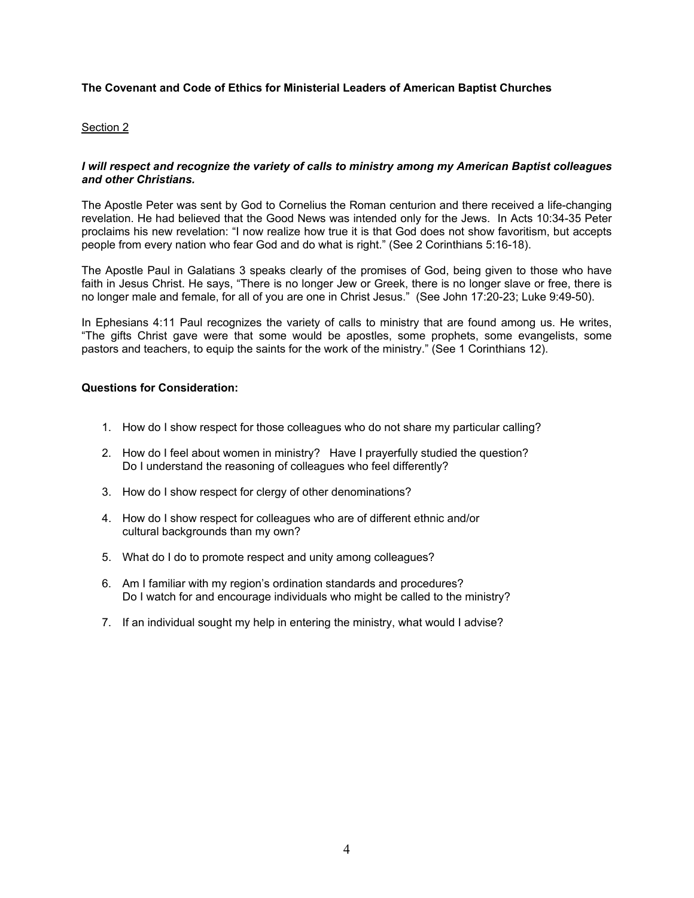**The Covenant and Code of Ethics for Ministerial Leaders of American Baptist Churches**

Section 2

***I will respect and recognize the variety of calls to ministry among my American Baptist colleagues and other Christians.***

The Apostle Peter was sent by God to Cornelius the Roman centurion and there received a life-changing revelation. He had believed that the Good News was intended only for the Jews. In Acts 10:34-35 Peter proclaims his new revelation: "I now realize how true it is that God does not show favoritism, but accepts people from every nation who fear God and do what is right." (See 2 Corinthians 5:16-18).

The Apostle Paul in Galatians 3 speaks clearly of the promises of God, being given to those who have faith in Jesus Christ. He says, "There is no longer Jew or Greek, there is no longer slave or free, there is no longer male and female, for all of you are one in Christ Jesus." (See John 17:20-23; Luke 9:49-50).

In Ephesians 4:11 Paul recognizes the variety of calls to ministry that are found among us. He writes, "The gifts Christ gave were that some would be apostles, some prophets, some evangelists, some pastors and teachers, to equip the saints for the work of the ministry." (See 1 Corinthians 12).

**Questions for Consideration:**

1. How do I show respect for those colleagues who do not share my particular calling?
2. How do I feel about women in ministry? Have I prayerfully studied the question? Do I understand the reasoning of colleagues who feel differently?
3. How do I show respect for clergy of other denominations?
4. How do I show respect for colleagues who are of different ethnic and/or cultural backgrounds than my own?
5. What do I do to promote respect and unity among colleagues?
6. Am I familiar with my region's ordination standards and procedures? Do I watch for and encourage individuals who might be called to the ministry?
7. If an individual sought my help in entering the ministry, what would I advise?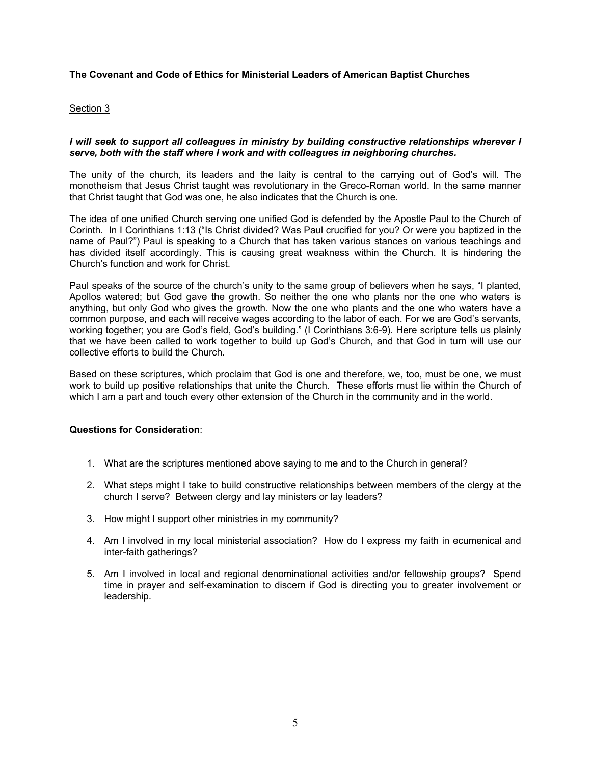**The Covenant and Code of Ethics for Ministerial Leaders of American Baptist Churches**

Section 3

***I will seek to support all colleagues in ministry by building constructive relationships wherever I serve, both with the staff where I work and with colleagues in neighboring churches.***

The unity of the church, its leaders and the laity is central to the carrying out of God's will. The monotheism that Jesus Christ taught was revolutionary in the Greco-Roman world. In the same manner that Christ taught that God was one, he also indicates that the Church is one.

The idea of one unified Church serving one unified God is defended by the Apostle Paul to the Church of Corinth. In I Corinthians 1:13 ("Is Christ divided? Was Paul crucified for you? Or were you baptized in the name of Paul?") Paul is speaking to a Church that has taken various stances on various teachings and has divided itself accordingly. This is causing great weakness within the Church. It is hindering the Church's function and work for Christ.

Paul speaks of the source of the church's unity to the same group of believers when he says, "I planted, Apollos watered; but God gave the growth. So neither the one who plants nor the one who waters is anything, but only God who gives the growth. Now the one who plants and the one who waters have a common purpose, and each will receive wages according to the labor of each. For we are God's servants, working together; you are God's field, God's building." (I Corinthians 3:6-9). Here scripture tells us plainly that we have been called to work together to build up God's Church, and that God in turn will use our collective efforts to build the Church.

Based on these scriptures, which proclaim that God is one and therefore, we, too, must be one, we must work to build up positive relationships that unite the Church. These efforts must lie within the Church of which I am a part and touch every other extension of the Church in the community and in the world.

**Questions for Consideration**:

1. What are the scriptures mentioned above saying to me and to the Church in general?

2. What steps might I take to build constructive relationships between members of the clergy at the church I serve? Between clergy and lay ministers or lay leaders?

3. How might I support other ministries in my community?

4. Am I involved in my local ministerial association? How do I express my faith in ecumenical and inter-faith gatherings?

5. Am I involved in local and regional denominational activities and/or fellowship groups? Spend time in prayer and self-examination to discern if God is directing you to greater involvement or leadership.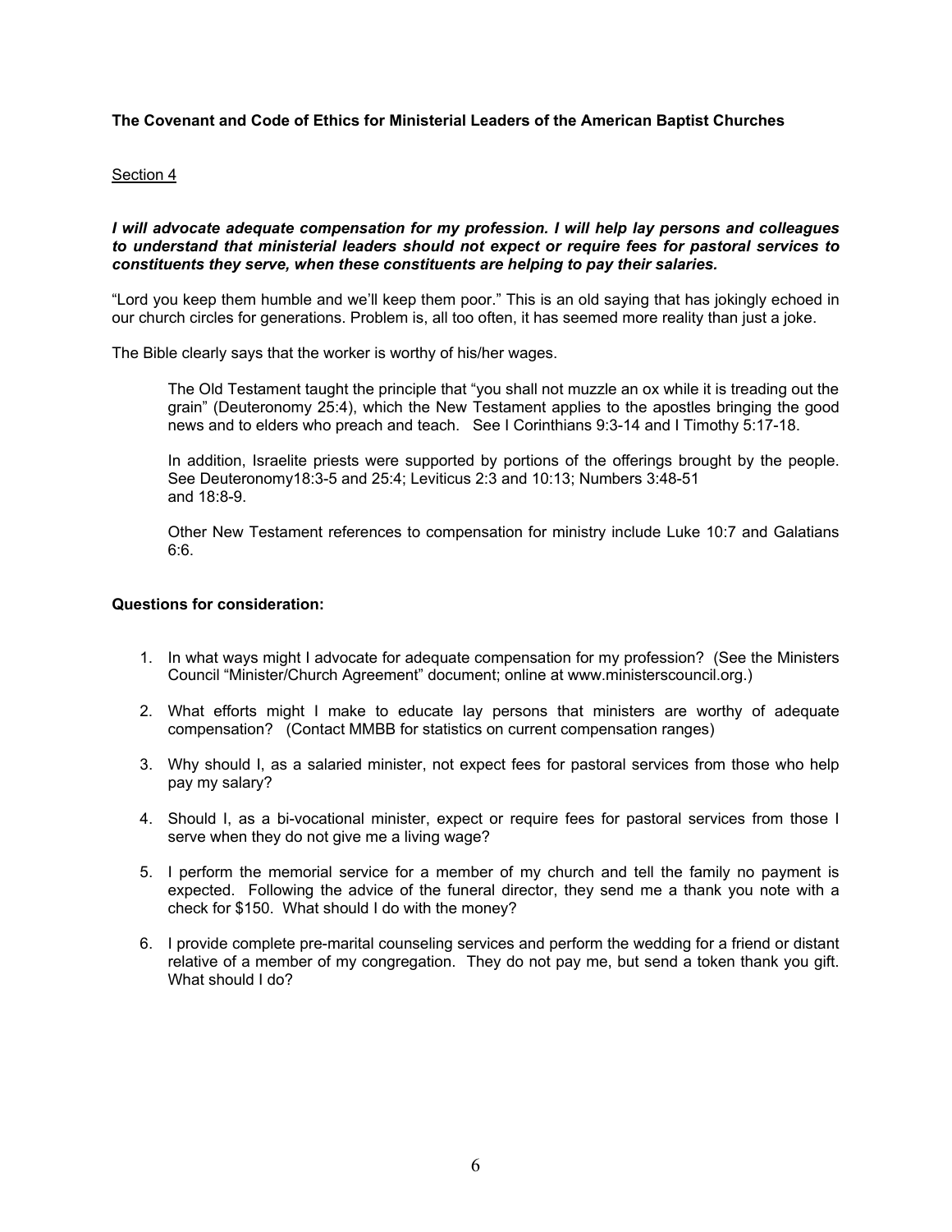**The Covenant and Code of Ethics for Ministerial Leaders of the American Baptist Churches**

Section 4

***I will advocate adequate compensation for my profession. I will help lay persons and colleagues to understand that ministerial leaders should not expect or require fees for pastoral services to constituents they serve, when these constituents are helping to pay their salaries.***

"Lord you keep them humble and we'll keep them poor." This is an old saying that has jokingly echoed in our church circles for generations. Problem is, all too often, it has seemed more reality than just a joke.

The Bible clearly says that the worker is worthy of his/her wages.

> The Old Testament taught the principle that "you shall not muzzle an ox while it is treading out the grain" (Deuteronomy 25:4), which the New Testament applies to the apostles bringing the good news and to elders who preach and teach. See I Corinthians 9:3-14 and I Timothy 5:17-18.
>
> In addition, Israelite priests were supported by portions of the offerings brought by the people. See Deuteronomy18:3-5 and 25:4; Leviticus 2:3 and 10:13; Numbers 3:48-51 and 18:8-9.
>
> Other New Testament references to compensation for ministry include Luke 10:7 and Galatians 6:6.

**Questions for consideration:**

1. In what ways might I advocate for adequate compensation for my profession? (See the Ministers Council "Minister/Church Agreement" document; online at www.ministerscouncil.org.)
2. What efforts might I make to educate lay persons that ministers are worthy of adequate compensation? (Contact MMBB for statistics on current compensation ranges)
3. Why should I, as a salaried minister, not expect fees for pastoral services from those who help pay my salary?
4. Should I, as a bi-vocational minister, expect or require fees for pastoral services from those I serve when they do not give me a living wage?
5. I perform the memorial service for a member of my church and tell the family no payment is expected. Following the advice of the funeral director, they send me a thank you note with a check for $150. What should I do with the money?
6. I provide complete pre-marital counseling services and perform the wedding for a friend or distant relative of a member of my congregation. They do not pay me, but send a token thank you gift. What should I do?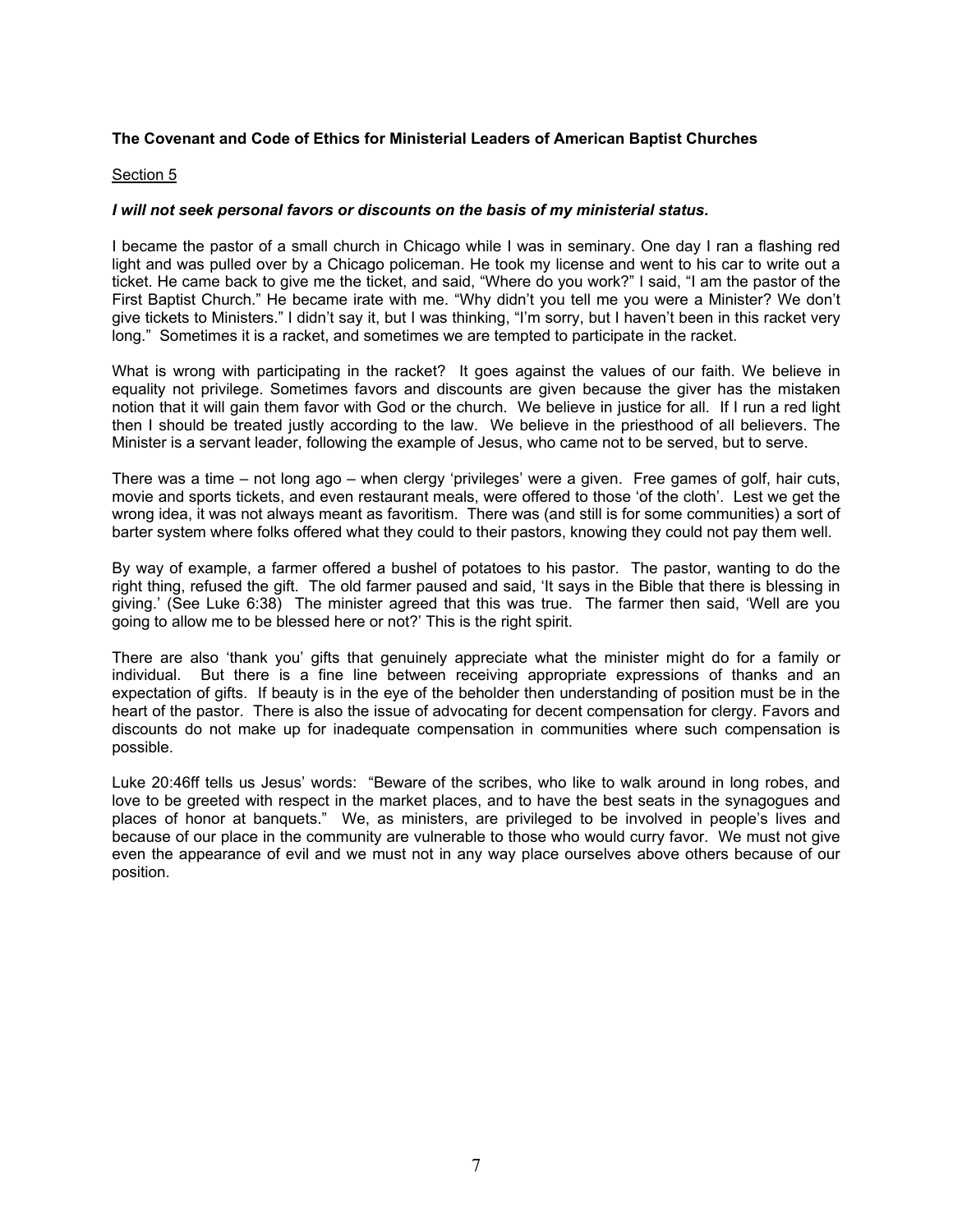**The Covenant and Code of Ethics for Ministerial Leaders of American Baptist Churches**

Section 5

***I will not seek personal favors or discounts on the basis of my ministerial status.***

I became the pastor of a small church in Chicago while I was in seminary. One day I ran a flashing red light and was pulled over by a Chicago policeman. He took my license and went to his car to write out a ticket. He came back to give me the ticket, and said, "Where do you work?" I said, "I am the pastor of the First Baptist Church." He became irate with me. "Why didn't you tell me you were a Minister? We don't give tickets to Ministers." I didn't say it, but I was thinking, "I'm sorry, but I haven't been in this racket very long." Sometimes it is a racket, and sometimes we are tempted to participate in the racket.

What is wrong with participating in the racket? It goes against the values of our faith. We believe in equality not privilege. Sometimes favors and discounts are given because the giver has the mistaken notion that it will gain them favor with God or the church. We believe in justice for all. If I run a red light then I should be treated justly according to the law. We believe in the priesthood of all believers. The Minister is a servant leader, following the example of Jesus, who came not to be served, but to serve.

There was a time – not long ago – when clergy 'privileges' were a given. Free games of golf, hair cuts, movie and sports tickets, and even restaurant meals, were offered to those 'of the cloth'. Lest we get the wrong idea, it was not always meant as favoritism. There was (and still is for some communities) a sort of barter system where folks offered what they could to their pastors, knowing they could not pay them well.

By way of example, a farmer offered a bushel of potatoes to his pastor. The pastor, wanting to do the right thing, refused the gift. The old farmer paused and said, 'It says in the Bible that there is blessing in giving.' (See Luke 6:38) The minister agreed that this was true. The farmer then said, 'Well are you going to allow me to be blessed here or not?' This is the right spirit.

There are also 'thank you' gifts that genuinely appreciate what the minister might do for a family or individual. But there is a fine line between receiving appropriate expressions of thanks and an expectation of gifts. If beauty is in the eye of the beholder then understanding of position must be in the heart of the pastor. There is also the issue of advocating for decent compensation for clergy. Favors and discounts do not make up for inadequate compensation in communities where such compensation is possible.

Luke 20:46ff tells us Jesus' words: "Beware of the scribes, who like to walk around in long robes, and love to be greeted with respect in the market places, and to have the best seats in the synagogues and places of honor at banquets." We, as ministers, are privileged to be involved in people's lives and because of our place in the community are vulnerable to those who would curry favor. We must not give even the appearance of evil and we must not in any way place ourselves above others because of our position.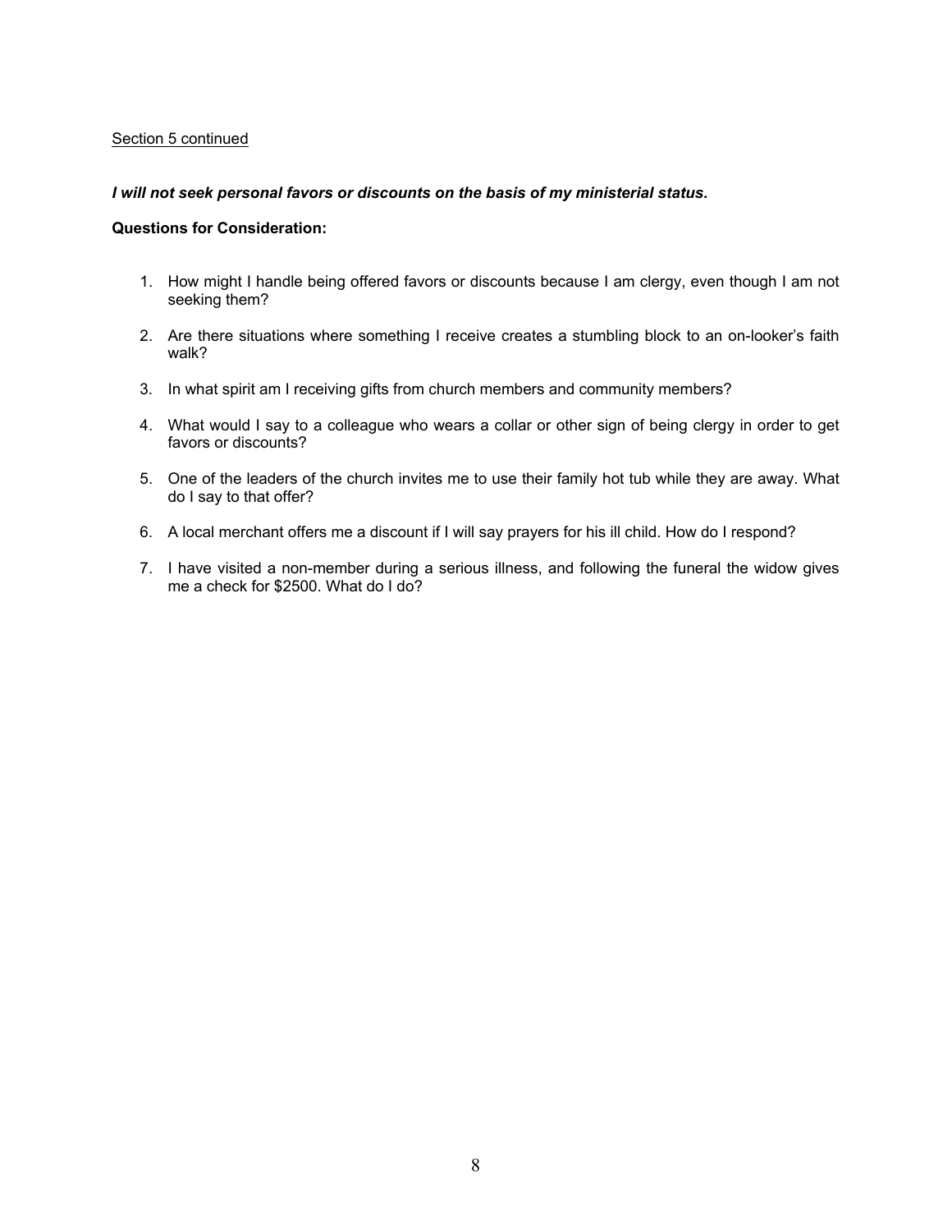<u>Section 5 continued</u>

***I will not seek personal favors or discounts on the basis of my ministerial status.***

**Questions for Consideration:**

1. How might I handle being offered favors or discounts because I am clergy, even though I am not seeking them?
2. Are there situations where something I receive creates a stumbling block to an on-looker's faith walk?
3. In what spirit am I receiving gifts from church members and community members?
4. What would I say to a colleague who wears a collar or other sign of being clergy in order to get favors or discounts?
5. One of the leaders of the church invites me to use their family hot tub while they are away. What do I say to that offer?
6. A local merchant offers me a discount if I will say prayers for his ill child. How do I respond?
7. I have visited a non-member during a serious illness, and following the funeral the widow gives me a check for $2500. What do I do?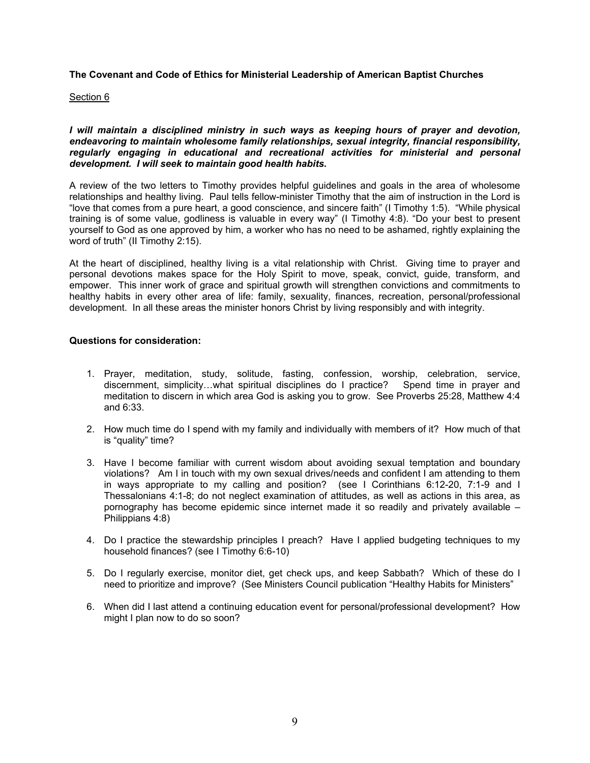**The Covenant and Code of Ethics for Ministerial Leadership of American Baptist Churches**

Section 6

***I will maintain a disciplined ministry in such ways as keeping hours of prayer and devotion, endeavoring to maintain wholesome family relationships, sexual integrity, financial responsibility, regularly engaging in educational and recreational activities for ministerial and personal development. I will seek to maintain good health habits.***

A review of the two letters to Timothy provides helpful guidelines and goals in the area of wholesome relationships and healthy living. Paul tells fellow-minister Timothy that the aim of instruction in the Lord is "love that comes from a pure heart, a good conscience, and sincere faith" (I Timothy 1:5). "While physical training is of some value, godliness is valuable in every way" (I Timothy 4:8). "Do your best to present yourself to God as one approved by him, a worker who has no need to be ashamed, rightly explaining the word of truth" (II Timothy 2:15).

At the heart of disciplined, healthy living is a vital relationship with Christ. Giving time to prayer and personal devotions makes space for the Holy Spirit to move, speak, convict, guide, transform, and empower. This inner work of grace and spiritual growth will strengthen convictions and commitments to healthy habits in every other area of life: family, sexuality, finances, recreation, personal/professional development. In all these areas the minister honors Christ by living responsibly and with integrity.

**Questions for consideration:**

1. Prayer, meditation, study, solitude, fasting, confession, worship, celebration, service, discernment, simplicity…what spiritual disciplines do I practice? Spend time in prayer and meditation to discern in which area God is asking you to grow. See Proverbs 25:28, Matthew 4:4 and 6:33.

2. How much time do I spend with my family and individually with members of it? How much of that is "quality" time?

3. Have I become familiar with current wisdom about avoiding sexual temptation and boundary violations? Am I in touch with my own sexual drives/needs and confident I am attending to them in ways appropriate to my calling and position? (see I Corinthians 6:12-20, 7:1-9 and I Thessalonians 4:1-8; do not neglect examination of attitudes, as well as actions in this area, as pornography has become epidemic since internet made it so readily and privately available – Philippians 4:8)

4. Do I practice the stewardship principles I preach? Have I applied budgeting techniques to my household finances? (see I Timothy 6:6-10)

5. Do I regularly exercise, monitor diet, get check ups, and keep Sabbath? Which of these do I need to prioritize and improve? (See Ministers Council publication "Healthy Habits for Ministers"

6. When did I last attend a continuing education event for personal/professional development? How might I plan now to do so soon?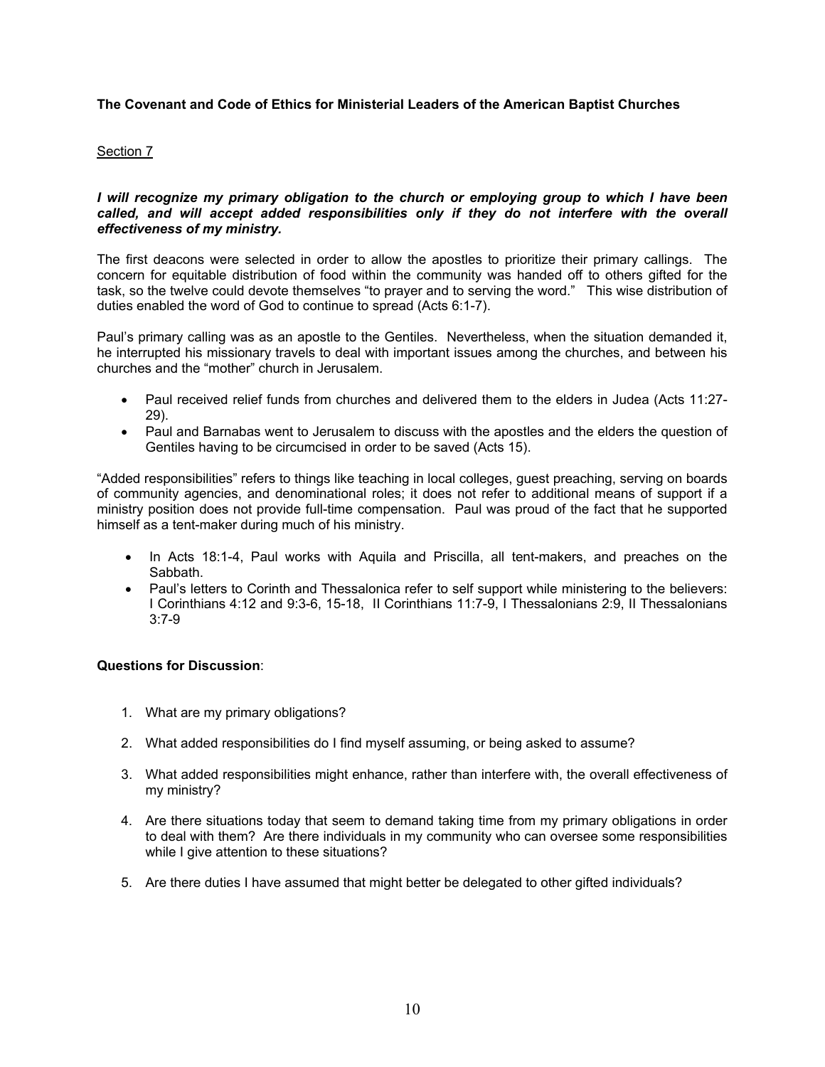**The Covenant and Code of Ethics for Ministerial Leaders of the American Baptist Churches**

Section 7

***I will recognize my primary obligation to the church or employing group to which I have been called, and will accept added responsibilities only if they do not interfere with the overall effectiveness of my ministry.***

The first deacons were selected in order to allow the apostles to prioritize their primary callings. The concern for equitable distribution of food within the community was handed off to others gifted for the task, so the twelve could devote themselves "to prayer and to serving the word." This wise distribution of duties enabled the word of God to continue to spread (Acts 6:1-7).

Paul's primary calling was as an apostle to the Gentiles. Nevertheless, when the situation demanded it, he interrupted his missionary travels to deal with important issues among the churches, and between his churches and the "mother" church in Jerusalem.

- Paul received relief funds from churches and delivered them to the elders in Judea (Acts 11:27-29).
- Paul and Barnabas went to Jerusalem to discuss with the apostles and the elders the question of Gentiles having to be circumcised in order to be saved (Acts 15).

"Added responsibilities" refers to things like teaching in local colleges, guest preaching, serving on boards of community agencies, and denominational roles; it does not refer to additional means of support if a ministry position does not provide full-time compensation. Paul was proud of the fact that he supported himself as a tent-maker during much of his ministry.

- In Acts 18:1-4, Paul works with Aquila and Priscilla, all tent-makers, and preaches on the Sabbath.
- Paul's letters to Corinth and Thessalonica refer to self support while ministering to the believers: I Corinthians 4:12 and 9:3-6, 15-18, II Corinthians 11:7-9, I Thessalonians 2:9, II Thessalonians 3:7-9

**Questions for Discussion**:

1. What are my primary obligations?
2. What added responsibilities do I find myself assuming, or being asked to assume?
3. What added responsibilities might enhance, rather than interfere with, the overall effectiveness of my ministry?
4. Are there situations today that seem to demand taking time from my primary obligations in order to deal with them? Are there individuals in my community who can oversee some responsibilities while I give attention to these situations?
5. Are there duties I have assumed that might better be delegated to other gifted individuals?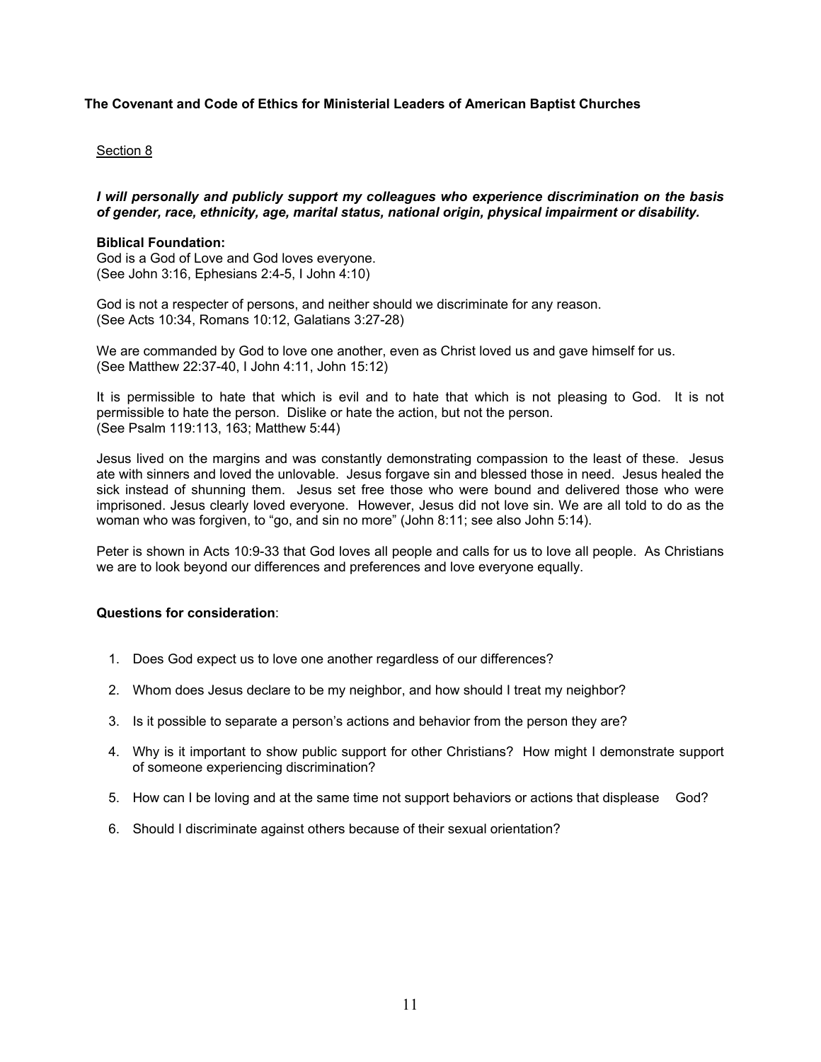**The Covenant and Code of Ethics for Ministerial Leaders of American Baptist Churches**

<u>Section 8</u>

***I will personally and publicly support my colleagues who experience discrimination on the basis of gender, race, ethnicity, age, marital status, national origin, physical impairment or disability.***

**Biblical Foundation:**
God is a God of Love and God loves everyone.
(See John 3:16, Ephesians 2:4-5, I John 4:10)

God is not a respecter of persons, and neither should we discriminate for any reason.
(See Acts 10:34, Romans 10:12, Galatians 3:27-28)

We are commanded by God to love one another, even as Christ loved us and gave himself for us.
(See Matthew 22:37-40, I John 4:11, John 15:12)

It is permissible to hate that which is evil and to hate that which is not pleasing to God. It is not permissible to hate the person. Dislike or hate the action, but not the person.
(See Psalm 119:113, 163; Matthew 5:44)

Jesus lived on the margins and was constantly demonstrating compassion to the least of these. Jesus ate with sinners and loved the unlovable. Jesus forgave sin and blessed those in need. Jesus healed the sick instead of shunning them. Jesus set free those who were bound and delivered those who were imprisoned. Jesus clearly loved everyone. However, Jesus did not love sin. We are all told to do as the woman who was forgiven, to "go, and sin no more" (John 8:11; see also John 5:14).

Peter is shown in Acts 10:9-33 that God loves all people and calls for us to love all people. As Christians we are to look beyond our differences and preferences and love everyone equally.

**Questions for consideration**:

1. Does God expect us to love one another regardless of our differences?
2. Whom does Jesus declare to be my neighbor, and how should I treat my neighbor?
3. Is it possible to separate a person's actions and behavior from the person they are?
4. Why is it important to show public support for other Christians? How might I demonstrate support of someone experiencing discrimination?
5. How can I be loving and at the same time not support behaviors or actions that displease God?
6. Should I discriminate against others because of their sexual orientation?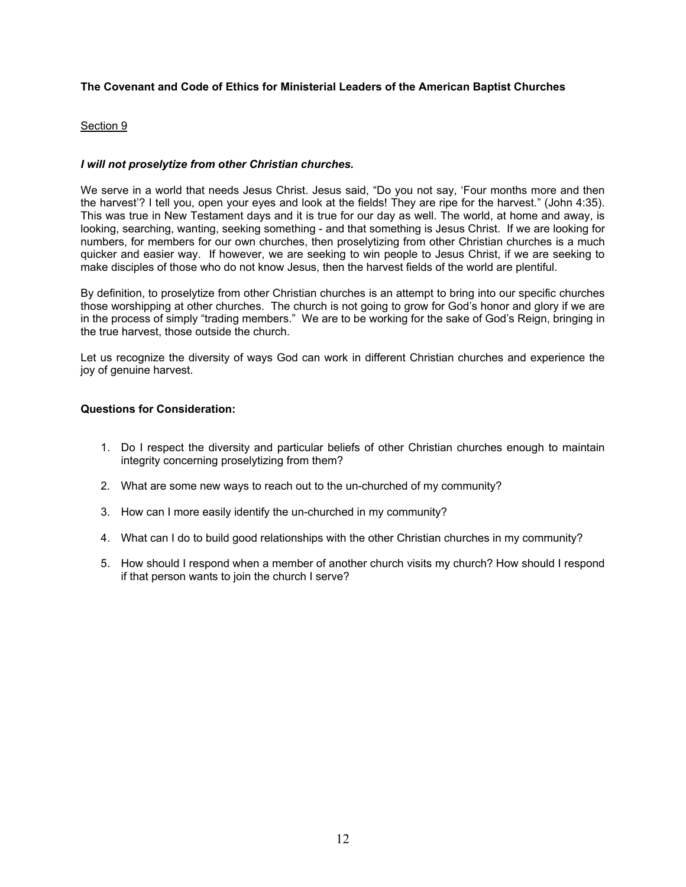**The Covenant and Code of Ethics for Ministerial Leaders of the American Baptist Churches**

Section 9

***I will not proselytize from other Christian churches.***

We serve in a world that needs Jesus Christ. Jesus said, "Do you not say, 'Four months more and then the harvest'? I tell you, open your eyes and look at the fields! They are ripe for the harvest." (John 4:35). This was true in New Testament days and it is true for our day as well. The world, at home and away, is looking, searching, wanting, seeking something - and that something is Jesus Christ. If we are looking for numbers, for members for our own churches, then proselytizing from other Christian churches is a much quicker and easier way. If however, we are seeking to win people to Jesus Christ, if we are seeking to make disciples of those who do not know Jesus, then the harvest fields of the world are plentiful.

By definition, to proselytize from other Christian churches is an attempt to bring into our specific churches those worshipping at other churches. The church is not going to grow for God's honor and glory if we are in the process of simply "trading members." We are to be working for the sake of God's Reign, bringing in the true harvest, those outside the church.

Let us recognize the diversity of ways God can work in different Christian churches and experience the joy of genuine harvest.

**Questions for Consideration:**

1. Do I respect the diversity and particular beliefs of other Christian churches enough to maintain integrity concerning proselytizing from them?
2. What are some new ways to reach out to the un-churched of my community?
3. How can I more easily identify the un-churched in my community?
4. What can I do to build good relationships with the other Christian churches in my community?
5. How should I respond when a member of another church visits my church? How should I respond if that person wants to join the church I serve?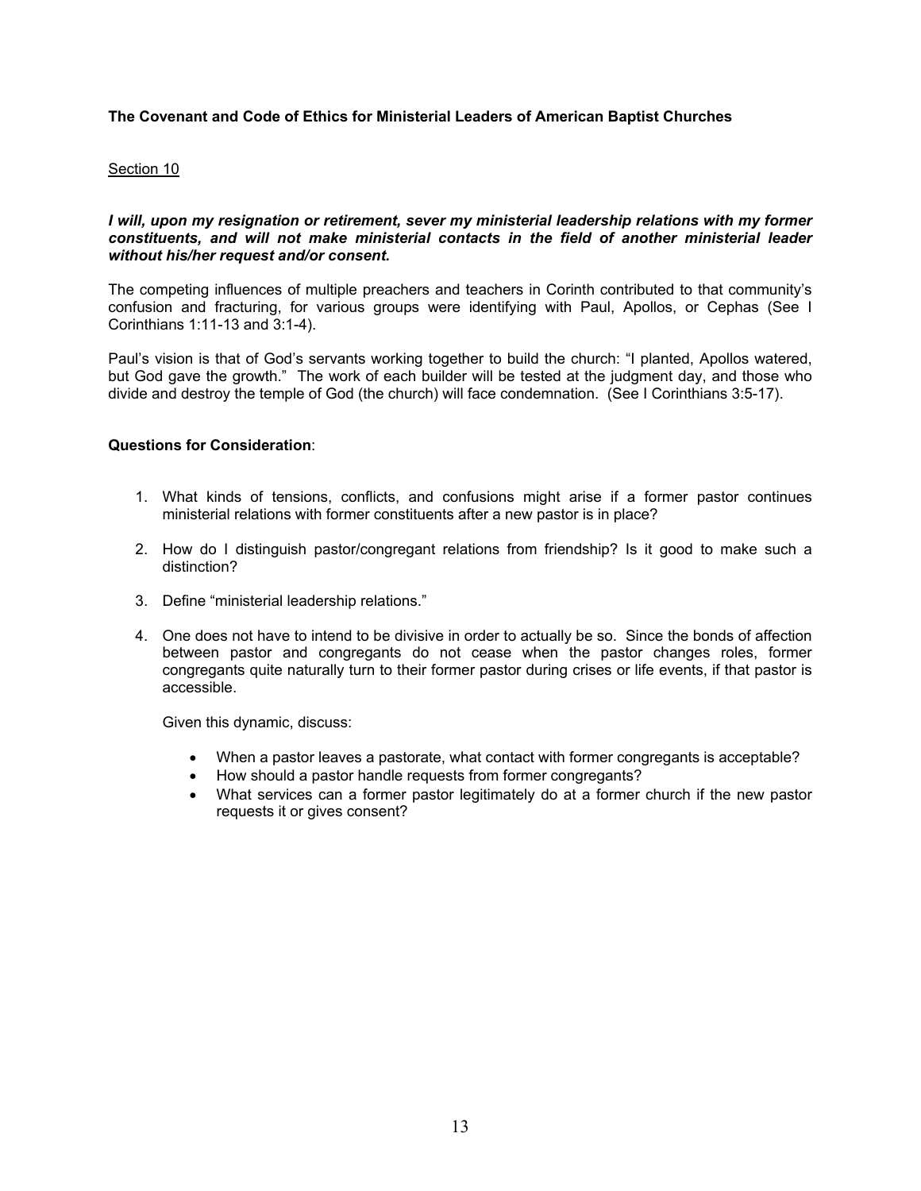**The Covenant and Code of Ethics for Ministerial Leaders of American Baptist Churches**

Section 10

***I will, upon my resignation or retirement, sever my ministerial leadership relations with my former constituents, and will not make ministerial contacts in the field of another ministerial leader without his/her request and/or consent.***

The competing influences of multiple preachers and teachers in Corinth contributed to that community's confusion and fracturing, for various groups were identifying with Paul, Apollos, or Cephas (See I Corinthians 1:11-13 and 3:1-4).

Paul's vision is that of God's servants working together to build the church: "I planted, Apollos watered, but God gave the growth." The work of each builder will be tested at the judgment day, and those who divide and destroy the temple of God (the church) will face condemnation. (See I Corinthians 3:5-17).

**Questions for Consideration**:

1. What kinds of tensions, conflicts, and confusions might arise if a former pastor continues ministerial relations with former constituents after a new pastor is in place?

2. How do I distinguish pastor/congregant relations from friendship? Is it good to make such a distinction?

3. Define "ministerial leadership relations."

4. One does not have to intend to be divisive in order to actually be so. Since the bonds of affection between pastor and congregants do not cease when the pastor changes roles, former congregants quite naturally turn to their former pastor during crises or life events, if that pastor is accessible.

   Given this dynamic, discuss:

   - When a pastor leaves a pastorate, what contact with former congregants is acceptable?
   - How should a pastor handle requests from former congregants?
   - What services can a former pastor legitimately do at a former church if the new pastor requests it or gives consent?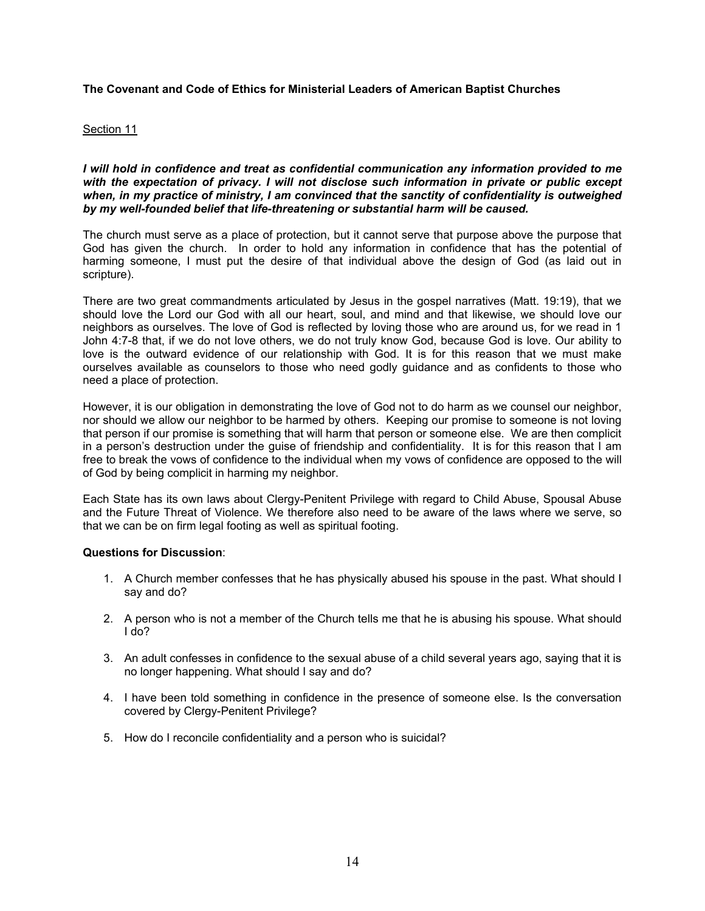**The Covenant and Code of Ethics for Ministerial Leaders of American Baptist Churches**

Section 11

***I will hold in confidence and treat as confidential communication any information provided to me with the expectation of privacy. I will not disclose such information in private or public except when, in my practice of ministry, I am convinced that the sanctity of confidentiality is outweighed by my well-founded belief that life-threatening or substantial harm will be caused.***

The church must serve as a place of protection, but it cannot serve that purpose above the purpose that God has given the church. In order to hold any information in confidence that has the potential of harming someone, I must put the desire of that individual above the design of God (as laid out in scripture).

There are two great commandments articulated by Jesus in the gospel narratives (Matt. 19:19), that we should love the Lord our God with all our heart, soul, and mind and that likewise, we should love our neighbors as ourselves. The love of God is reflected by loving those who are around us, for we read in 1 John 4:7-8 that, if we do not love others, we do not truly know God, because God is love. Our ability to love is the outward evidence of our relationship with God. It is for this reason that we must make ourselves available as counselors to those who need godly guidance and as confidents to those who need a place of protection.

However, it is our obligation in demonstrating the love of God not to do harm as we counsel our neighbor, nor should we allow our neighbor to be harmed by others. Keeping our promise to someone is not loving that person if our promise is something that will harm that person or someone else. We are then complicit in a person's destruction under the guise of friendship and confidentiality. It is for this reason that I am free to break the vows of confidence to the individual when my vows of confidence are opposed to the will of God by being complicit in harming my neighbor.

Each State has its own laws about Clergy-Penitent Privilege with regard to Child Abuse, Spousal Abuse and the Future Threat of Violence. We therefore also need to be aware of the laws where we serve, so that we can be on firm legal footing as well as spiritual footing.

**Questions for Discussion**:

1. A Church member confesses that he has physically abused his spouse in the past. What should I say and do?
2. A person who is not a member of the Church tells me that he is abusing his spouse. What should I do?
3. An adult confesses in confidence to the sexual abuse of a child several years ago, saying that it is no longer happening. What should I say and do?
4. I have been told something in confidence in the presence of someone else. Is the conversation covered by Clergy-Penitent Privilege?
5. How do I reconcile confidentiality and a person who is suicidal?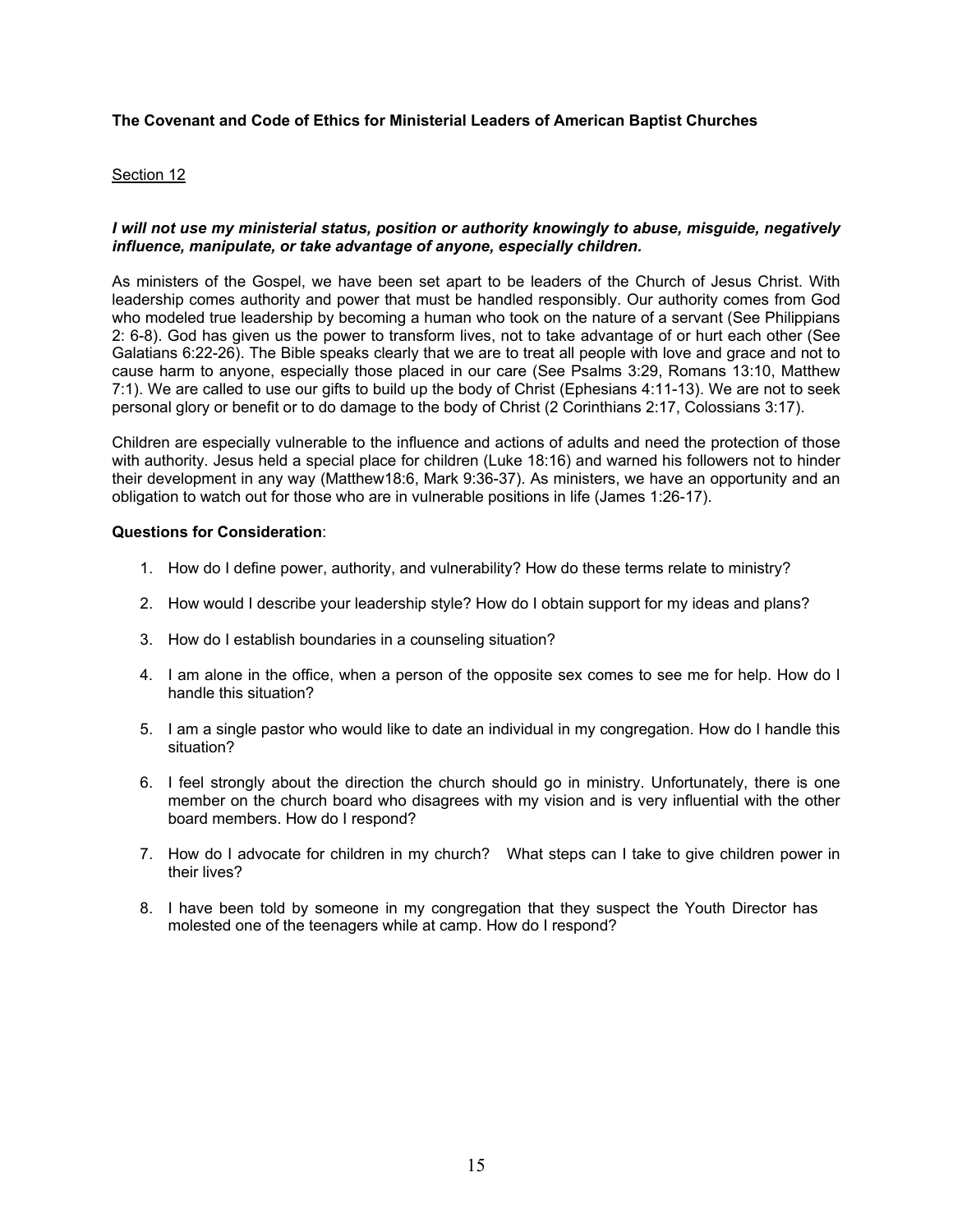**The Covenant and Code of Ethics for Ministerial Leaders of American Baptist Churches**

Section 12

***I will not use my ministerial status, position or authority knowingly to abuse, misguide, negatively influence, manipulate, or take advantage of anyone, especially children.***

As ministers of the Gospel, we have been set apart to be leaders of the Church of Jesus Christ. With leadership comes authority and power that must be handled responsibly. Our authority comes from God who modeled true leadership by becoming a human who took on the nature of a servant (See Philippians 2: 6-8). God has given us the power to transform lives, not to take advantage of or hurt each other (See Galatians 6:22-26). The Bible speaks clearly that we are to treat all people with love and grace and not to cause harm to anyone, especially those placed in our care (See Psalms 3:29, Romans 13:10, Matthew 7:1). We are called to use our gifts to build up the body of Christ (Ephesians 4:11-13). We are not to seek personal glory or benefit or to do damage to the body of Christ (2 Corinthians 2:17, Colossians 3:17).

Children are especially vulnerable to the influence and actions of adults and need the protection of those with authority. Jesus held a special place for children (Luke 18:16) and warned his followers not to hinder their development in any way (Matthew18:6, Mark 9:36-37). As ministers, we have an opportunity and an obligation to watch out for those who are in vulnerable positions in life (James 1:26-17).

**Questions for Consideration**:

1. How do I define power, authority, and vulnerability? How do these terms relate to ministry?
2. How would I describe your leadership style? How do I obtain support for my ideas and plans?
3. How do I establish boundaries in a counseling situation?
4. I am alone in the office, when a person of the opposite sex comes to see me for help. How do I handle this situation?
5. I am a single pastor who would like to date an individual in my congregation. How do I handle this situation?
6. I feel strongly about the direction the church should go in ministry. Unfortunately, there is one member on the church board who disagrees with my vision and is very influential with the other board members. How do I respond?
7. How do I advocate for children in my church? What steps can I take to give children power in their lives?
8. I have been told by someone in my congregation that they suspect the Youth Director has molested one of the teenagers while at camp. How do I respond?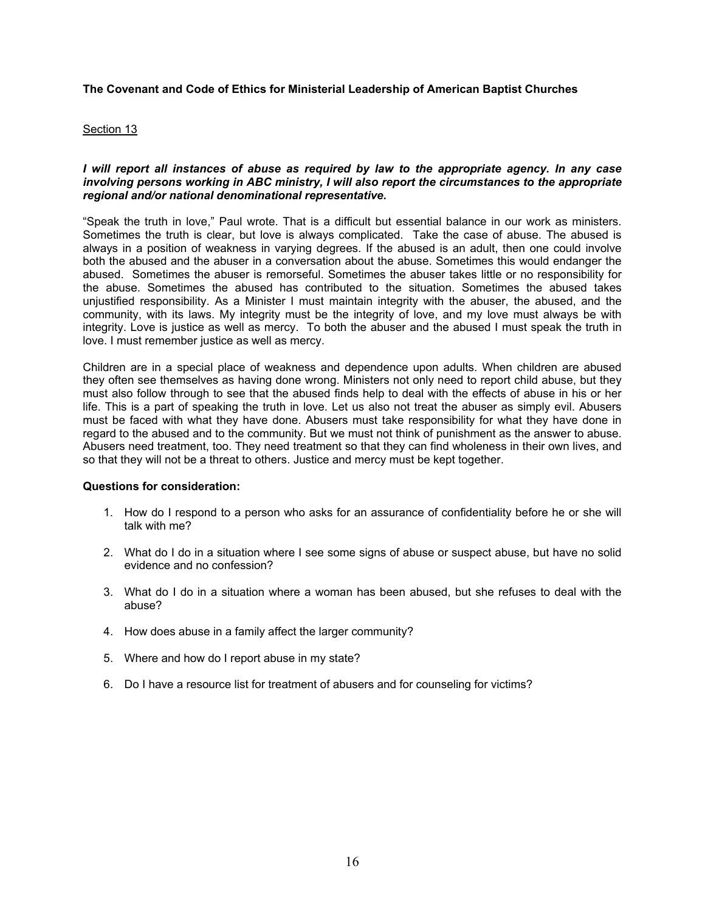**The Covenant and Code of Ethics for Ministerial Leadership of American Baptist Churches**

<u>Section 13</u>

***I will report all instances of abuse as required by law to the appropriate agency. In any case involving persons working in ABC ministry, I will also report the circumstances to the appropriate regional and/or national denominational representative.***

"Speak the truth in love," Paul wrote. That is a difficult but essential balance in our work as ministers. Sometimes the truth is clear, but love is always complicated. Take the case of abuse. The abused is always in a position of weakness in varying degrees. If the abused is an adult, then one could involve both the abused and the abuser in a conversation about the abuse. Sometimes this would endanger the abused. Sometimes the abuser is remorseful. Sometimes the abuser takes little or no responsibility for the abuse. Sometimes the abused has contributed to the situation. Sometimes the abused takes unjustified responsibility. As a Minister I must maintain integrity with the abuser, the abused, and the community, with its laws. My integrity must be the integrity of love, and my love must always be with integrity. Love is justice as well as mercy. To both the abuser and the abused I must speak the truth in love. I must remember justice as well as mercy.

Children are in a special place of weakness and dependence upon adults. When children are abused they often see themselves as having done wrong. Ministers not only need to report child abuse, but they must also follow through to see that the abused finds help to deal with the effects of abuse in his or her life. This is a part of speaking the truth in love. Let us also not treat the abuser as simply evil. Abusers must be faced with what they have done. Abusers must take responsibility for what they have done in regard to the abused and to the community. But we must not think of punishment as the answer to abuse. Abusers need treatment, too. They need treatment so that they can find wholeness in their own lives, and so that they will not be a threat to others. Justice and mercy must be kept together.

**Questions for consideration:**

1. How do I respond to a person who asks for an assurance of confidentiality before he or she will talk with me?
2. What do I do in a situation where I see some signs of abuse or suspect abuse, but have no solid evidence and no confession?
3. What do I do in a situation where a woman has been abused, but she refuses to deal with the abuse?
4. How does abuse in a family affect the larger community?
5. Where and how do I report abuse in my state?
6. Do I have a resource list for treatment of abusers and for counseling for victims?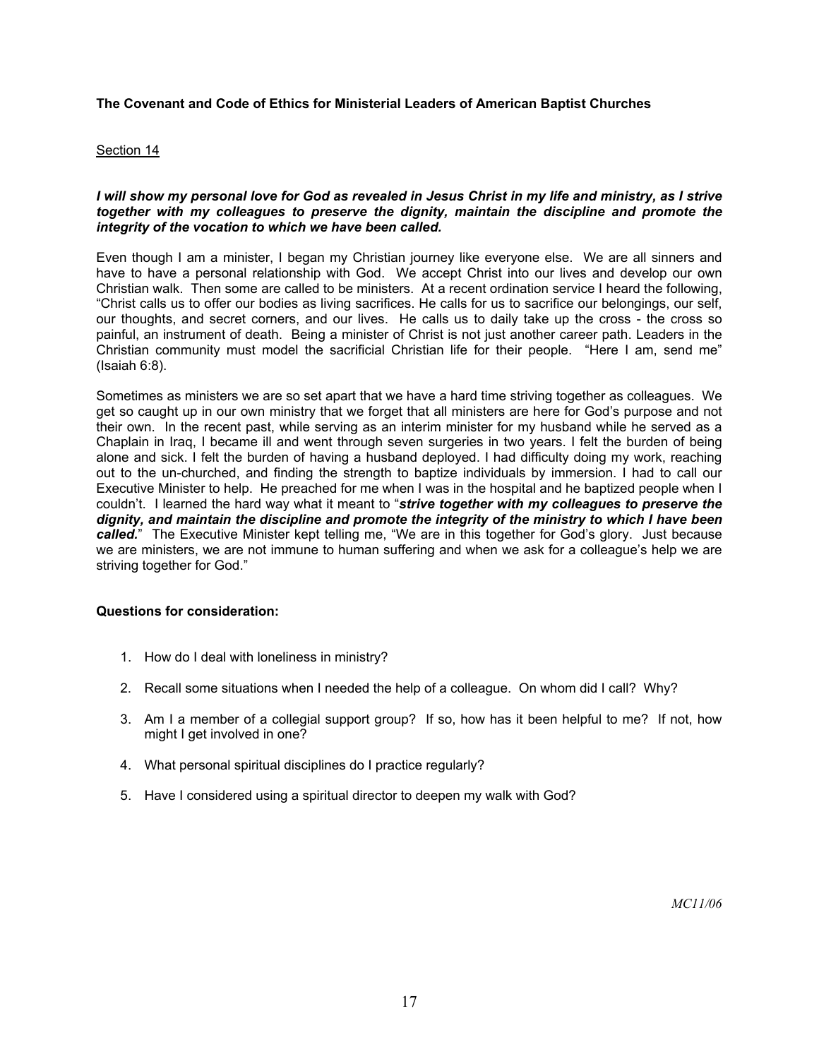**The Covenant and Code of Ethics for Ministerial Leaders of American Baptist Churches**

Section 14

***I will show my personal love for God as revealed in Jesus Christ in my life and ministry, as I strive together with my colleagues to preserve the dignity, maintain the discipline and promote the integrity of the vocation to which we have been called.***

Even though I am a minister, I began my Christian journey like everyone else. We are all sinners and have to have a personal relationship with God. We accept Christ into our lives and develop our own Christian walk. Then some are called to be ministers. At a recent ordination service I heard the following, "Christ calls us to offer our bodies as living sacrifices. He calls for us to sacrifice our belongings, our self, our thoughts, and secret corners, and our lives. He calls us to daily take up the cross - the cross so painful, an instrument of death. Being a minister of Christ is not just another career path. Leaders in the Christian community must model the sacrificial Christian life for their people. "Here I am, send me" (Isaiah 6:8).

Sometimes as ministers we are so set apart that we have a hard time striving together as colleagues. We get so caught up in our own ministry that we forget that all ministers are here for God's purpose and not their own. In the recent past, while serving as an interim minister for my husband while he served as a Chaplain in Iraq, I became ill and went through seven surgeries in two years. I felt the burden of being alone and sick. I felt the burden of having a husband deployed. I had difficulty doing my work, reaching out to the un-churched, and finding the strength to baptize individuals by immersion. I had to call our Executive Minister to help. He preached for me when I was in the hospital and he baptized people when I couldn't. I learned the hard way what it meant to "***strive together with my colleagues to preserve the dignity, and maintain the discipline and promote the integrity of the ministry to which I have been called.***" The Executive Minister kept telling me, "We are in this together for God's glory. Just because we are ministers, we are not immune to human suffering and when we ask for a colleague's help we are striving together for God."

**Questions for consideration:**

1. How do I deal with loneliness in ministry?
2. Recall some situations when I needed the help of a colleague. On whom did I call? Why?
3. Am I a member of a collegial support group? If so, how has it been helpful to me? If not, how might I get involved in one?
4. What personal spiritual disciplines do I practice regularly?
5. Have I considered using a spiritual director to deepen my walk with God?

*MC11/06*